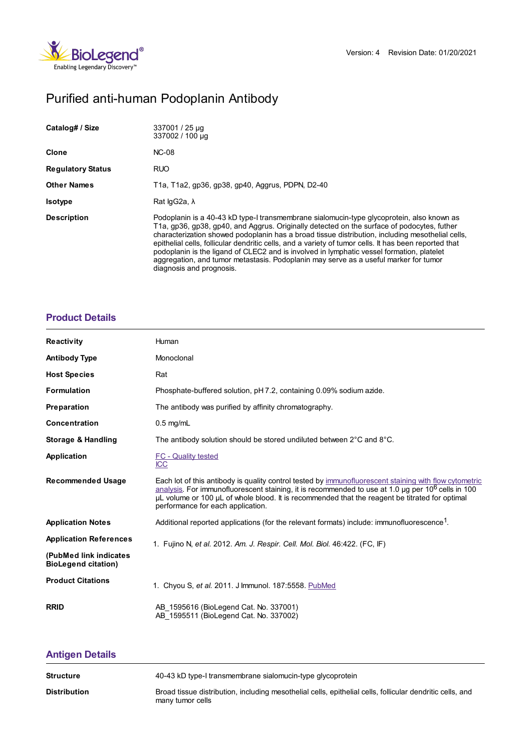Version: 4 Revision Date: 01/20/2021

# Purified anti-human Podoplanin Antibody

| | |
|---|---|
| **Catalog# / Size** | 337001 / 25 µg<br>337002 / 100 µg |
| **Clone** | NC-08 |
| **Regulatory Status** | RUO |
| **Other Names** | T1a, T1a2, gp36, gp38, gp40, Aggrus, PDPN, D2-40 |
| **Isotype** | Rat IgG2a, λ |
| **Description** | Podoplanin is a 40-43 kD type-I transmembrane sialomucin-type glycoprotein, also known as T1a, gp36, gp38, gp40, and Aggrus. Originally detected on the surface of podocytes, futher characterization showed podoplanin has a broad tissue distribution, including mesothelial cells, epithelial cells, follicular dendritic cells, and a variety of tumor cells. It has been reported that podoplanin is the ligand of CLEC2 and is involved in lymphatic vessel formation, platelet aggregation, and tumor metastasis. Podoplanin may serve as a useful marker for tumor diagnosis and prognosis. |

## Product Details

| | |
|---|---|
| **Reactivity** | Human |
| **Antibody Type** | Monoclonal |
| **Host Species** | Rat |
| **Formulation** | Phosphate-buffered solution, pH 7.2, containing 0.09% sodium azide. |
| **Preparation** | The antibody was purified by affinity chromatography. |
| **Concentration** | 0.5 mg/mL |
| **Storage & Handling** | The antibody solution should be stored undiluted between 2°C and 8°C. |
| **Application** | FC - Quality tested<br>ICC |
| **Recommended Usage** | Each lot of this antibody is quality control tested by immunofluorescent staining with flow cytometric analysis. For immunofluorescent staining, it is recommended to use at 1.0 µg per $10^6$ cells in 100 µL volume or 100 µL of whole blood. It is recommended that the reagent be titrated for optimal performance for each application. |
| **Application Notes** | Additional reported applications (for the relevant formats) include: immunofluorescence[1]. |
| **Application References**<br>**(PubMed link indicates BioLegend citation)** | 1. Fujino N, *et al.* 2012. *Am. J. Respir. Cell. Mol. Biol.* 46:422. (FC, IF) |
| **Product Citations** | 1. Chyou S, *et al.* 2011. J Immunol. 187:5558. PubMed |
| **RRID** | AB_1595616 (BioLegend Cat. No. 337001)<br>AB_1595511 (BioLegend Cat. No. 337002) |

## Antigen Details

| | |
|---|---|
| **Structure** | 40-43 kD type-I transmembrane sialomucin-type glycoprotein |
| **Distribution** | Broad tissue distribution, including mesothelial cells, epithelial cells, follicular dendritic cells, and many tumor cells |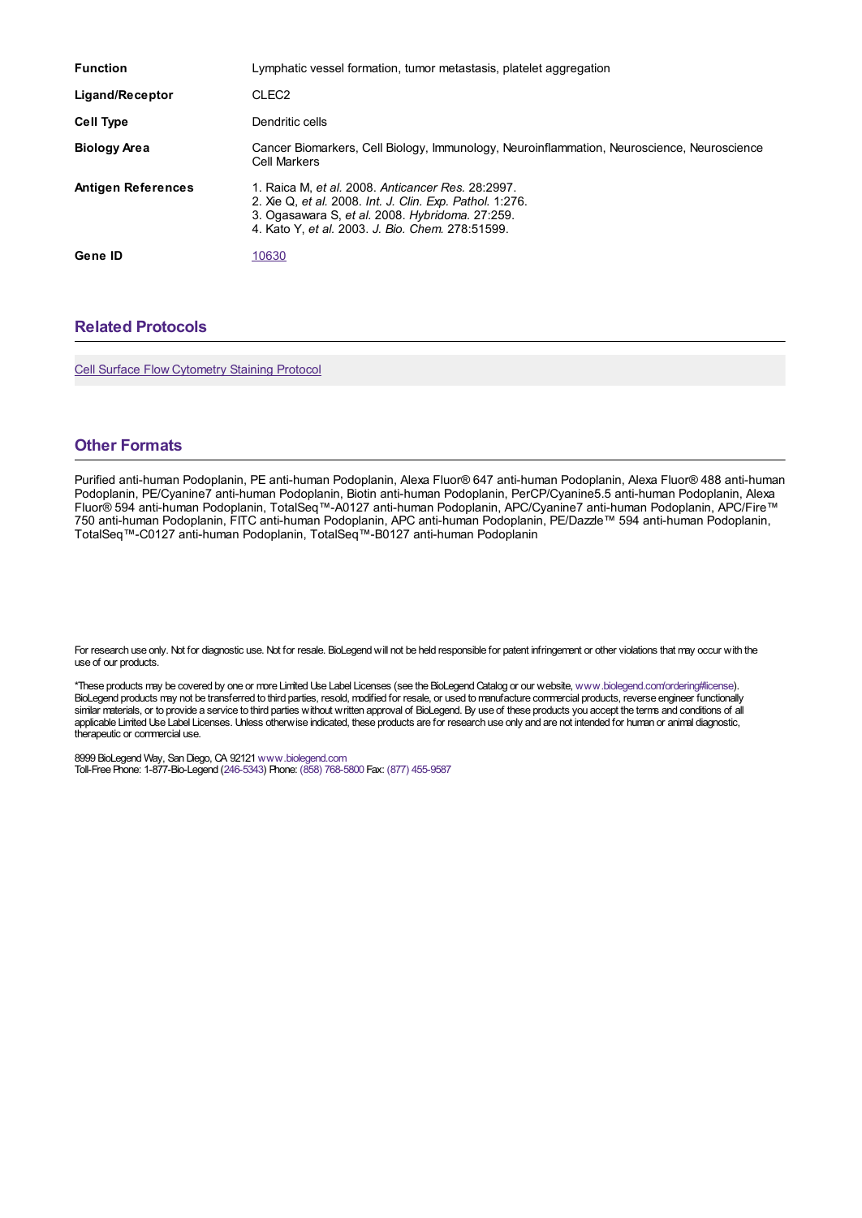| | |
|---|---|
| **Function** | Lymphatic vessel formation, tumor metastasis, platelet aggregation |
| **Ligand/Receptor** | CLEC2 |
| **Cell Type** | Dendritic cells |
| **Biology Area** | Cancer Biomarkers, Cell Biology, Immunology, Neuroinflammation, Neuroscience, Neuroscience Cell Markers |
| **Antigen References** | 1. Raica M, *et al.* 2008. *Anticancer Res.* 28:2997.<br>2. Xie Q, *et al.* 2008. *Int. J. Clin. Exp. Pathol.* 1:276.<br>3. Ogasawara S, *et al.* 2008. *Hybridoma.* 27:259.<br>4. Kato Y, *et al.* 2003. *J. Bio. Chem.* 278:51599. |
| **Gene ID** | 10630 |

## Related Protocols

Cell Surface Flow Cytometry Staining Protocol

## Other Formats

Purified anti-human Podoplanin, PE anti-human Podoplanin, Alexa Fluor® 647 anti-human Podoplanin, Alexa Fluor® 488 anti-human Podoplanin, PE/Cyanine7 anti-human Podoplanin, Biotin anti-human Podoplanin, PerCP/Cyanine5.5 anti-human Podoplanin, Alexa Fluor® 594 anti-human Podoplanin, TotalSeq™-A0127 anti-human Podoplanin, APC/Cyanine7 anti-human Podoplanin, APC/Fire™ 750 anti-human Podoplanin, FITC anti-human Podoplanin, APC anti-human Podoplanin, PE/Dazzle™ 594 anti-human Podoplanin, TotalSeq™-C0127 anti-human Podoplanin, TotalSeq™-B0127 anti-human Podoplanin

For research use only. Not for diagnostic use. Not for resale. BioLegend will not be held responsible for patent infringement or other violations that may occur with the use of our products.

*These products may be covered by one or more Limited Use Label Licenses (see the BioLegend Catalog or our website, www.biolegend.com/ordering#license). BioLegend products may not be transferred to third parties, resold, modified for resale, or used to manufacture commercial products, reverse engineer functionally similar materials, or to provide a service to third parties without written approval of BioLegend. By use of these products you accept the terms and conditions of all applicable Limited Use Label Licenses. Unless otherwise indicated, these products are for research use only and are not intended for human or animal diagnostic, therapeutic or commercial use.

8999 BioLegend Way, San Diego, CA 92121 www.biolegend.com
Toll-Free Phone: 1-877-Bio-Legend (246-5343) Phone: (858) 768-5800 Fax: (877) 455-9587